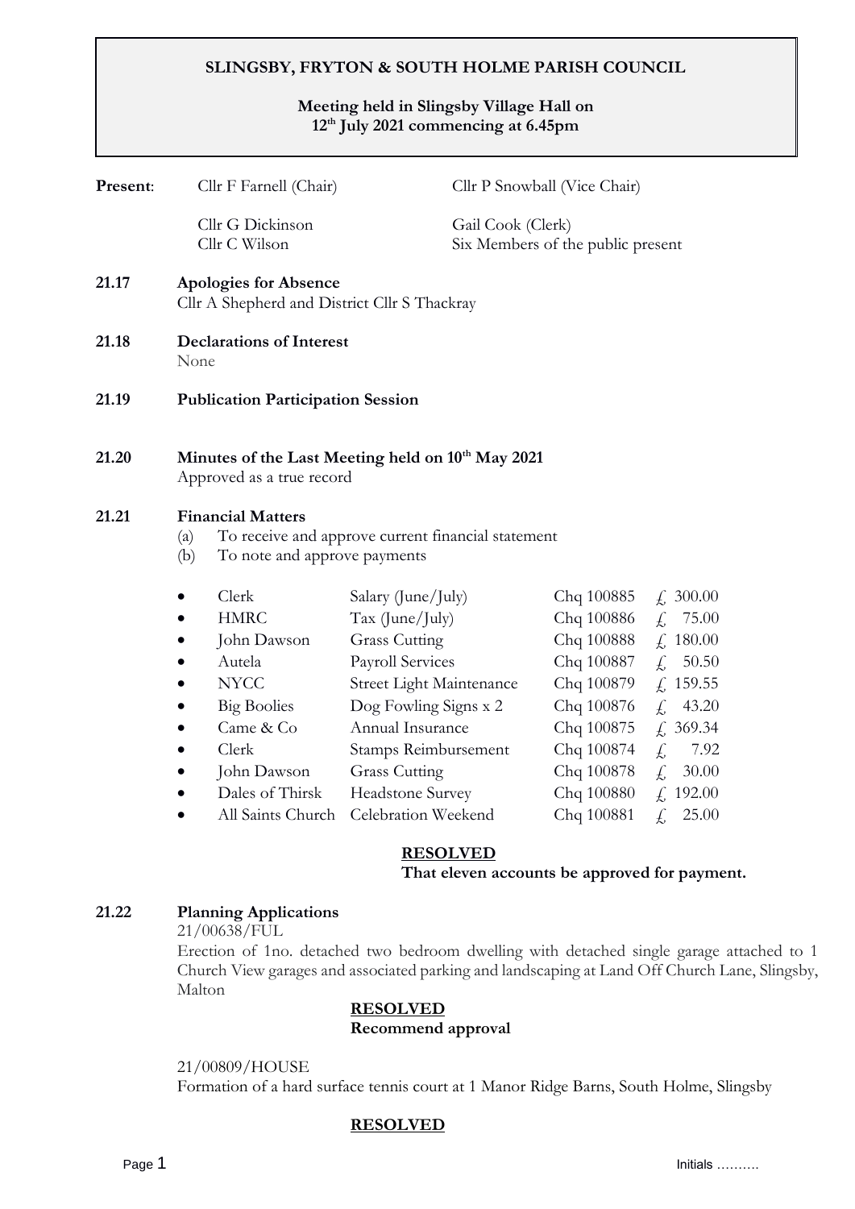# SLINGSBY, FRYTON & SOUTH HOLME PARISH COUNCIL

**Meeting held in Slingsby Village Hall on 12th July 2021 commencing at 6.45pm**

**Present**: Cllr F Farnell (Chair), Cllr P Snowball (Vice Chair), Cllr G Dickinson, Gail Cook (Clerk), Cllr C Wilson, Six Members of the public present

**21.17 Apologies for Absence**
Cllr A Shepherd and District Cllr S Thackray

**21.18 Declarations of Interest**
None

**21.19 Publication Participation Session**

**21.20 Minutes of the Last Meeting held on 10th May 2021**
Approved as a true record

**21.21 Financial Matters**

(a) To receive and approve current financial statement
(b) To note and approve payments

| | | | | |
|---|---|---|---|---|
| • | Clerk | Salary (June/July) | Chq 100885 | £ 300.00 |
| • | HMRC | Tax (June/July) | Chq 100886 | £ 75.00 |
| • | John Dawson | Grass Cutting | Chq 100888 | £ 180.00 |
| • | Autela | Payroll Services | Chq 100887 | £ 50.50 |
| • | NYCC | Street Light Maintenance | Chq 100879 | £ 159.55 |
| • | Big Boolies | Dog Fowling Signs x 2 | Chq 100876 | £ 43.20 |
| • | Came & Co | Annual Insurance | Chq 100875 | £ 369.34 |
| • | Clerk | Stamps Reimbursement | Chq 100874 | £ 7.92 |
| • | John Dawson | Grass Cutting | Chq 100878 | £ 30.00 |
| • | Dales of Thirsk | Headstone Survey | Chq 100880 | £ 192.00 |
| • | All Saints Church | Celebration Weekend | Chq 100881 | £ 25.00 |

**RESOLVED**
**That eleven accounts be approved for payment.**

**21.22 Planning Applications**

21/00638/FUL
Erection of 1no. detached two bedroom dwelling with detached single garage attached to 1 Church View garages and associated parking and landscaping at Land Off Church Lane, Slingsby, Malton

**RESOLVED**
**Recommend approval**

21/00809/HOUSE
Formation of a hard surface tennis court at 1 Manor Ridge Barns, South Holme, Slingsby

**RESOLVED**

Initials ……….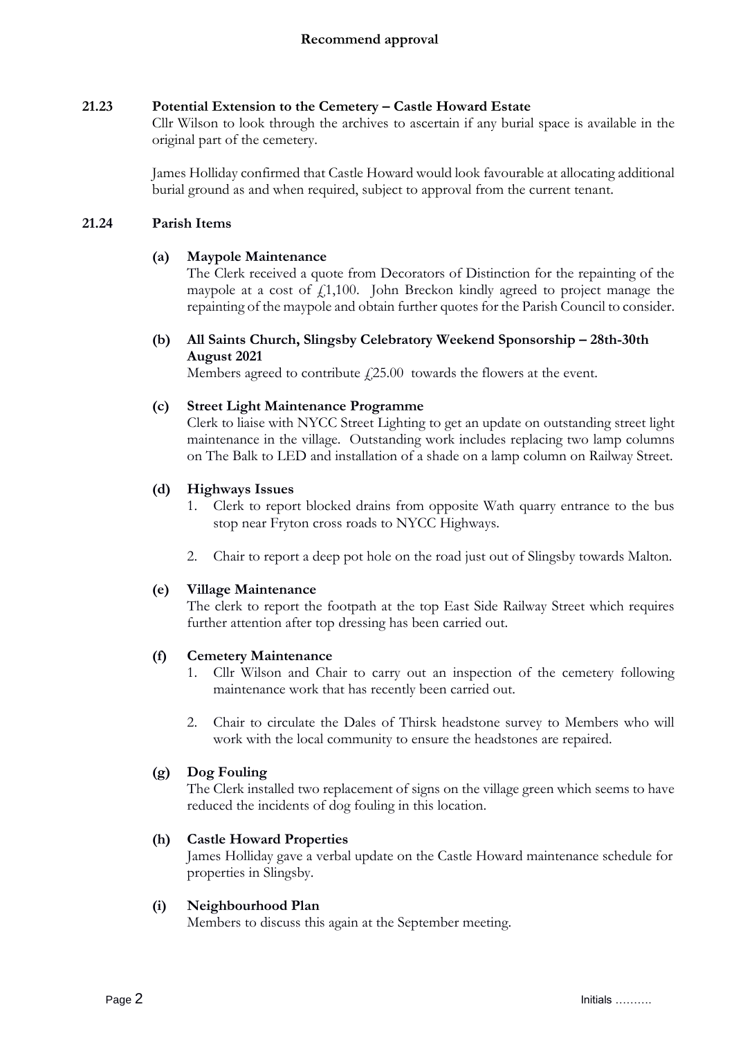**Recommend approval**

**21.23 Potential Extension to the Cemetery – Castle Howard Estate**

Cllr Wilson to look through the archives to ascertain if any burial space is available in the original part of the cemetery.

James Holliday confirmed that Castle Howard would look favourable at allocating additional burial ground as and when required, subject to approval from the current tenant.

**21.24 Parish Items**

**(a) Maypole Maintenance**

The Clerk received a quote from Decorators of Distinction for the repainting of the maypole at a cost of £1,100. John Breckon kindly agreed to project manage the repainting of the maypole and obtain further quotes for the Parish Council to consider.

**(b) All Saints Church, Slingsby Celebratory Weekend Sponsorship – 28th-30th August 2021**

Members agreed to contribute £25.00 towards the flowers at the event.

**(c) Street Light Maintenance Programme**

Clerk to liaise with NYCC Street Lighting to get an update on outstanding street light maintenance in the village. Outstanding work includes replacing two lamp columns on The Balk to LED and installation of a shade on a lamp column on Railway Street.

**(d) Highways Issues**

1. Clerk to report blocked drains from opposite Wath quarry entrance to the bus stop near Fryton cross roads to NYCC Highways.
2. Chair to report a deep pot hole on the road just out of Slingsby towards Malton.

**(e) Village Maintenance**

The clerk to report the footpath at the top East Side Railway Street which requires further attention after top dressing has been carried out.

**(f) Cemetery Maintenance**

1. Cllr Wilson and Chair to carry out an inspection of the cemetery following maintenance work that has recently been carried out.
2. Chair to circulate the Dales of Thirsk headstone survey to Members who will work with the local community to ensure the headstones are repaired.

**(g) Dog Fouling**

The Clerk installed two replacement of signs on the village green which seems to have reduced the incidents of dog fouling in this location.

**(h) Castle Howard Properties**

James Holliday gave a verbal update on the Castle Howard maintenance schedule for properties in Slingsby.

**(i) Neighbourhood Plan**

Members to discuss this again at the September meeting.

Initials ……….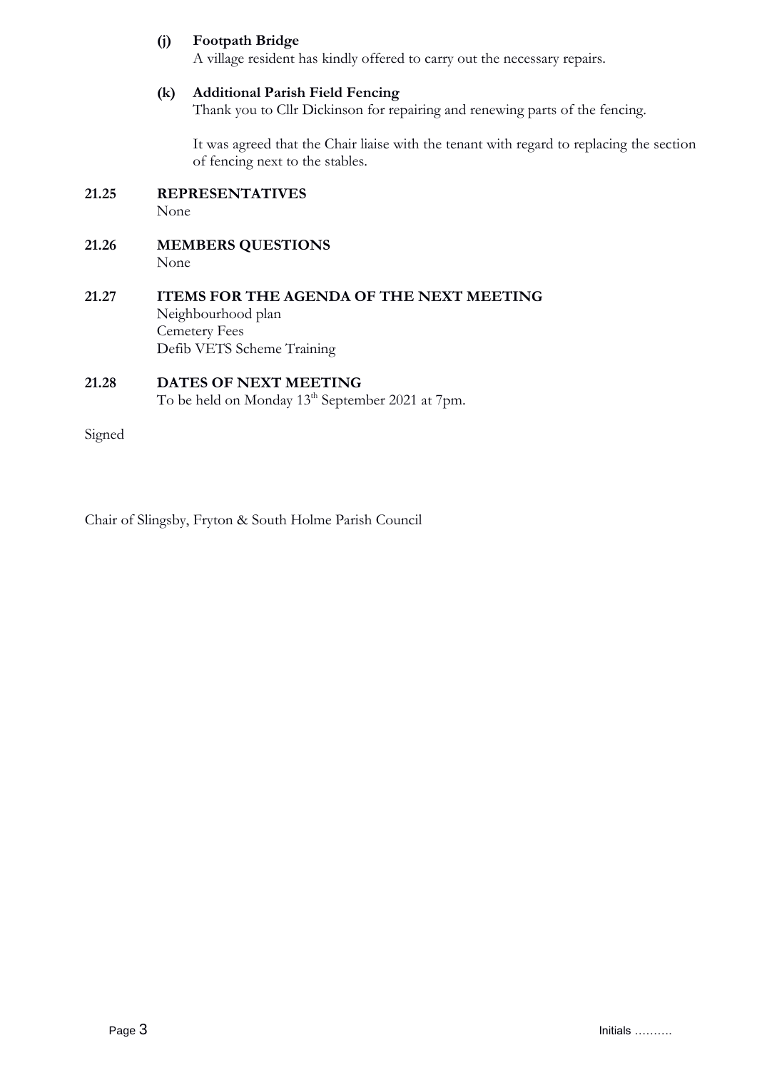**(j) Footpath Bridge**

A village resident has kindly offered to carry out the necessary repairs.

**(k) Additional Parish Field Fencing**

Thank you to Cllr Dickinson for repairing and renewing parts of the fencing.

It was agreed that the Chair liaise with the tenant with regard to replacing the section of fencing next to the stables.

**21.25 REPRESENTATIVES**

None

**21.26 MEMBERS QUESTIONS**

None

**21.27 ITEMS FOR THE AGENDA OF THE NEXT MEETING**

Neighbourhood plan
Cemetery Fees
Defib VETS Scheme Training

**21.28 DATES OF NEXT MEETING**

To be held on Monday 13th September 2021 at 7pm.

Signed

Chair of Slingsby, Fryton & South Holme Parish Council

Initials ……….